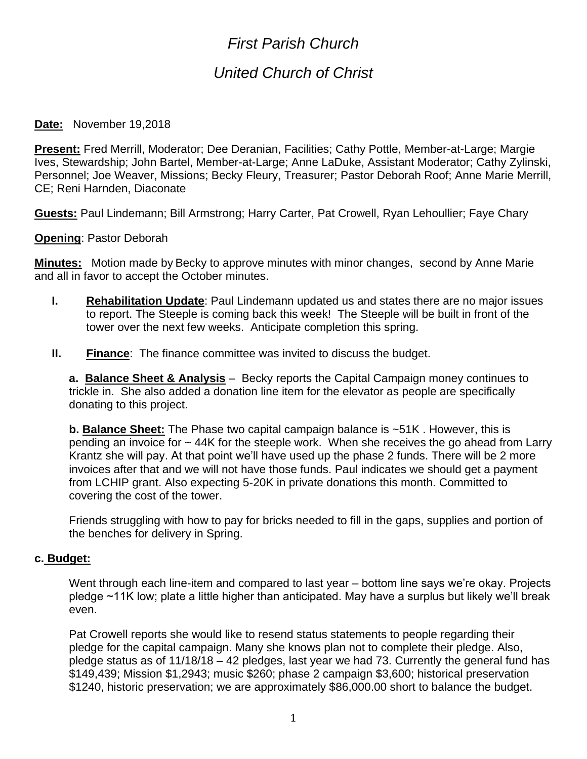# *First Parish Church*

## *United Church of Christ*

**Date:** November 19,2018

**Present:** Fred Merrill, Moderator; Dee Deranian, Facilities; Cathy Pottle, Member-at-Large; Margie Ives, Stewardship; John Bartel, Member-at-Large; Anne LaDuke, Assistant Moderator; Cathy Zylinski, Personnel; Joe Weaver, Missions; Becky Fleury, Treasurer; Pastor Deborah Roof; Anne Marie Merrill, CE; Reni Harnden, Diaconate

**Guests:** Paul Lindemann; Bill Armstrong; Harry Carter, Pat Crowell, Ryan Lehoullier; Faye Chary

**Opening**: Pastor Deborah

**Minutes:** Motion made by Becky to approve minutes with minor changes, second by Anne Marie and all in favor to accept the October minutes.

**I. Rehabilitation Update**: Paul Lindemann updated us and states there are no major issues to report. The Steeple is coming back this week! The Steeple will be built in front of the tower over the next few weeks. Anticipate completion this spring.

**II. Finance**: The finance committee was invited to discuss the budget.

**a. Balance Sheet & Analysis** – Becky reports the Capital Campaign money continues to trickle in. She also added a donation line item for the elevator as people are specifically donating to this project.

**b. Balance Sheet:** The Phase two capital campaign balance is ~51K . However, this is pending an invoice for ~ 44K for the steeple work. When she receives the go ahead from Larry Krantz she will pay. At that point we'll have used up the phase 2 funds. There will be 2 more invoices after that and we will not have those funds. Paul indicates we should get a payment from LCHIP grant. Also expecting 5-20K in private donations this month. Committed to covering the cost of the tower.

Friends struggling with how to pay for bricks needed to fill in the gaps, supplies and portion of the benches for delivery in Spring.

**c. Budget:**

Went through each line-item and compared to last year – bottom line says we're okay. Projects pledge ~11K low; plate a little higher than anticipated. May have a surplus but likely we'll break even.

Pat Crowell reports she would like to resend status statements to people regarding their pledge for the capital campaign. Many she knows plan not to complete their pledge. Also, pledge status as of 11/18/18 – 42 pledges, last year we had 73. Currently the general fund has $149,439; Mission $1,2943; music $260; phase 2 campaign $3,600; historical preservation $1240, historic preservation; we are approximately $86,000.00 short to balance the budget.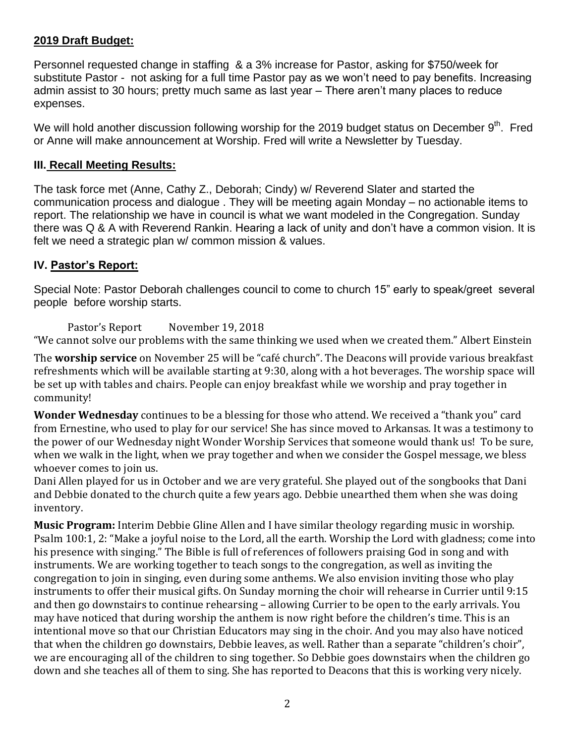**2019 Draft Budget:**

Personnel requested change in staffing & a 3% increase for Pastor, asking for $750/week for substitute Pastor - not asking for a full time Pastor pay as we won't need to pay benefits. Increasing admin assist to 30 hours; pretty much same as last year – There aren't many places to reduce expenses.

We will hold another discussion following worship for the 2019 budget status on December 9th. Fred or Anne will make announcement at Worship. Fred will write a Newsletter by Tuesday.

**III. Recall Meeting Results:**

The task force met (Anne, Cathy Z., Deborah; Cindy) w/ Reverend Slater and started the communication process and dialogue . They will be meeting again Monday – no actionable items to report. The relationship we have in council is what we want modeled in the Congregation. Sunday there was Q & A with Reverend Rankin. Hearing a lack of unity and don't have a common vision. It is felt we need a strategic plan w/ common mission & values.

**IV. Pastor's Report:**

Special Note: Pastor Deborah challenges council to come to church 15" early to speak/greet several people before worship starts.

Pastor's Report November 19, 2018

"We cannot solve our problems with the same thinking we used when we created them." Albert Einstein

The **worship service** on November 25 will be "café church". The Deacons will provide various breakfast refreshments which will be available starting at 9:30, along with a hot beverages. The worship space will be set up with tables and chairs. People can enjoy breakfast while we worship and pray together in community!

**Wonder Wednesday** continues to be a blessing for those who attend. We received a "thank you" card from Ernestine, who used to play for our service! She has since moved to Arkansas. It was a testimony to the power of our Wednesday night Wonder Worship Services that someone would thank us! To be sure, when we walk in the light, when we pray together and when we consider the Gospel message, we bless whoever comes to join us.

Dani Allen played for us in October and we are very grateful. She played out of the songbooks that Dani and Debbie donated to the church quite a few years ago. Debbie unearthed them when she was doing inventory.

**Music Program:** Interim Debbie Gline Allen and I have similar theology regarding music in worship. Psalm 100:1, 2: "Make a joyful noise to the Lord, all the earth. Worship the Lord with gladness; come into his presence with singing." The Bible is full of references of followers praising God in song and with instruments. We are working together to teach songs to the congregation, as well as inviting the congregation to join in singing, even during some anthems. We also envision inviting those who play instruments to offer their musical gifts. On Sunday morning the choir will rehearse in Currier until 9:15 and then go downstairs to continue rehearsing – allowing Currier to be open to the early arrivals. You may have noticed that during worship the anthem is now right before the children's time. This is an intentional move so that our Christian Educators may sing in the choir. And you may also have noticed that when the children go downstairs, Debbie leaves, as well. Rather than a separate "children's choir", we are encouraging all of the children to sing together. So Debbie goes downstairs when the children go down and she teaches all of them to sing. She has reported to Deacons that this is working very nicely.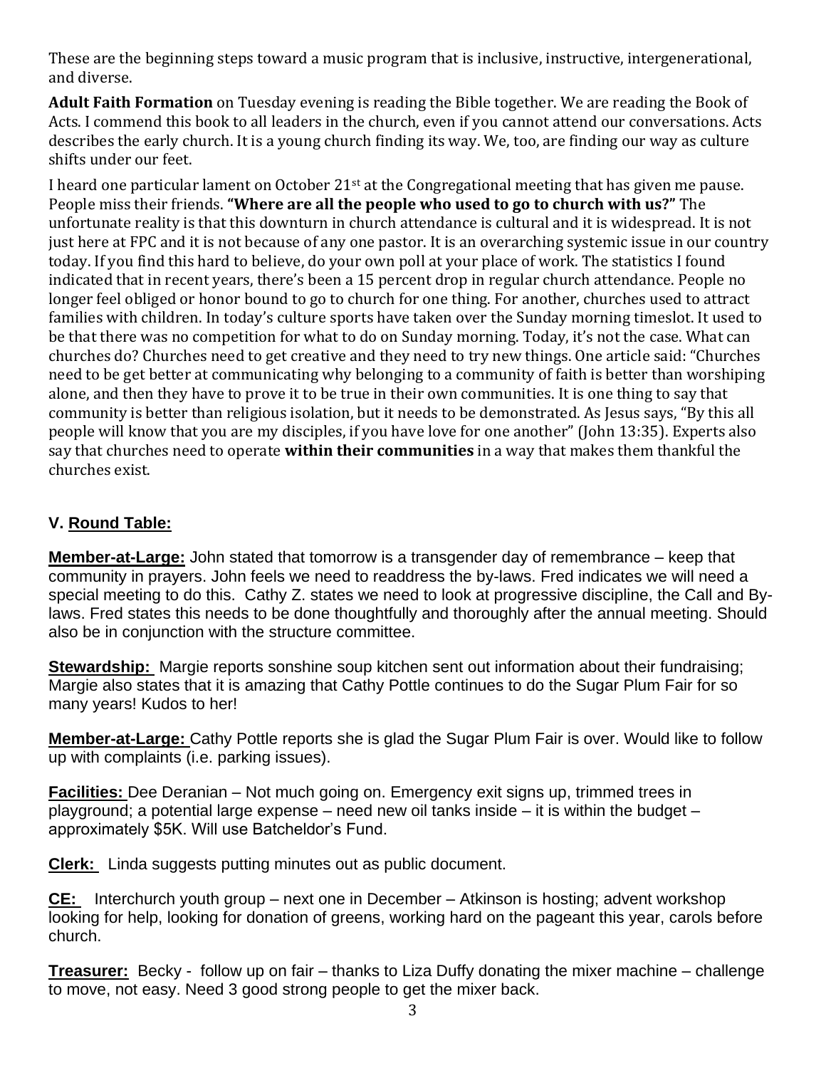These are the beginning steps toward a music program that is inclusive, instructive, intergenerational, and diverse.

**Adult Faith Formation** on Tuesday evening is reading the Bible together. We are reading the Book of Acts. I commend this book to all leaders in the church, even if you cannot attend our conversations. Acts describes the early church. It is a young church finding its way. We, too, are finding our way as culture shifts under our feet.

I heard one particular lament on October 21st at the Congregational meeting that has given me pause. People miss their friends. **"Where are all the people who used to go to church with us?"** The unfortunate reality is that this downturn in church attendance is cultural and it is widespread. It is not just here at FPC and it is not because of any one pastor. It is an overarching systemic issue in our country today. If you find this hard to believe, do your own poll at your place of work. The statistics I found indicated that in recent years, there's been a 15 percent drop in regular church attendance. People no longer feel obliged or honor bound to go to church for one thing. For another, churches used to attract families with children. In today's culture sports have taken over the Sunday morning timeslot. It used to be that there was no competition for what to do on Sunday morning. Today, it's not the case. What can churches do? Churches need to get creative and they need to try new things. One article said: "Churches need to be get better at communicating why belonging to a community of faith is better than worshiping alone, and then they have to prove it to be true in their own communities. It is one thing to say that community is better than religious isolation, but it needs to be demonstrated. As Jesus says, "By this all people will know that you are my disciples, if you have love for one another" (John 13:35). Experts also say that churches need to operate **within their communities** in a way that makes them thankful the churches exist.

## V. Round Table:

**Member-at-Large:** John stated that tomorrow is a transgender day of remembrance – keep that community in prayers. John feels we need to readdress the by-laws. Fred indicates we will need a special meeting to do this. Cathy Z. states we need to look at progressive discipline, the Call and By-laws. Fred states this needs to be done thoughtfully and thoroughly after the annual meeting. Should also be in conjunction with the structure committee.

**Stewardship:** Margie reports sonshine soup kitchen sent out information about their fundraising; Margie also states that it is amazing that Cathy Pottle continues to do the Sugar Plum Fair for so many years! Kudos to her!

**Member-at-Large:** Cathy Pottle reports she is glad the Sugar Plum Fair is over. Would like to follow up with complaints (i.e. parking issues).

**Facilities:** Dee Deranian – Not much going on. Emergency exit signs up, trimmed trees in playground; a potential large expense – need new oil tanks inside – it is within the budget – approximately $5K. Will use Batcheldor's Fund.

**Clerk:** Linda suggests putting minutes out as public document.

**CE:** Interchurch youth group – next one in December – Atkinson is hosting; advent workshop looking for help, looking for donation of greens, working hard on the pageant this year, carols before church.

**Treasurer:** Becky - follow up on fair – thanks to Liza Duffy donating the mixer machine – challenge to move, not easy. Need 3 good strong people to get the mixer back.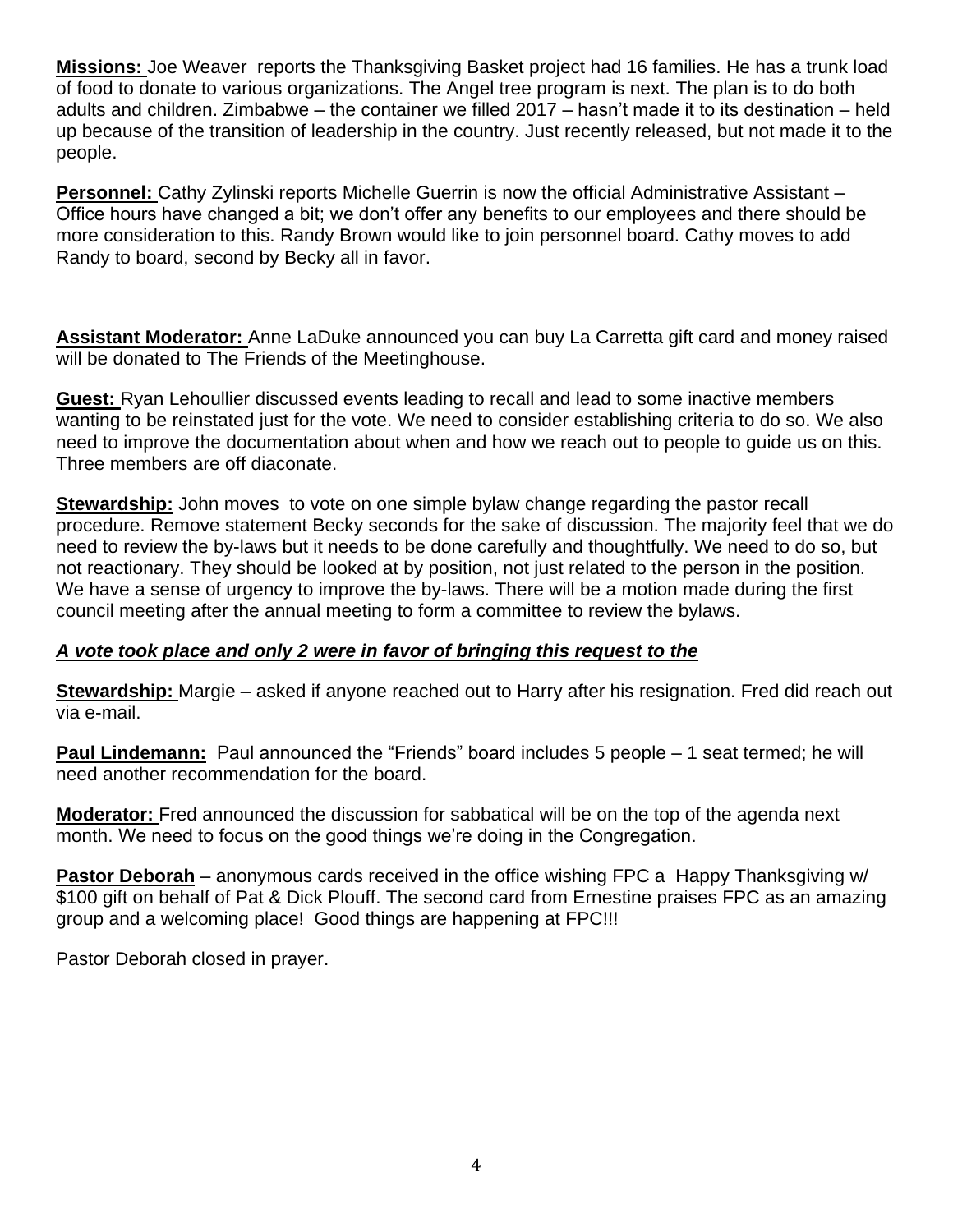**Missions:** Joe Weaver reports the Thanksgiving Basket project had 16 families. He has a trunk load of food to donate to various organizations. The Angel tree program is next. The plan is to do both adults and children. Zimbabwe – the container we filled 2017 – hasn't made it to its destination – held up because of the transition of leadership in the country. Just recently released, but not made it to the people.

**Personnel:** Cathy Zylinski reports Michelle Guerrin is now the official Administrative Assistant – Office hours have changed a bit; we don't offer any benefits to our employees and there should be more consideration to this. Randy Brown would like to join personnel board. Cathy moves to add Randy to board, second by Becky all in favor.

**Assistant Moderator:** Anne LaDuke announced you can buy La Carretta gift card and money raised will be donated to The Friends of the Meetinghouse.

**Guest:** Ryan Lehoullier discussed events leading to recall and lead to some inactive members wanting to be reinstated just for the vote. We need to consider establishing criteria to do so. We also need to improve the documentation about when and how we reach out to people to guide us on this. Three members are off diaconate.

**Stewardship:** John moves to vote on one simple bylaw change regarding the pastor recall procedure. Remove statement Becky seconds for the sake of discussion. The majority feel that we do need to review the by-laws but it needs to be done carefully and thoughtfully. We need to do so, but not reactionary. They should be looked at by position, not just related to the person in the position. We have a sense of urgency to improve the by-laws. There will be a motion made during the first council meeting after the annual meeting to form a committee to review the bylaws.

***A vote took place and only 2 were in favor of bringing this request to the***

**Stewardship:** Margie – asked if anyone reached out to Harry after his resignation. Fred did reach out via e-mail.

**Paul Lindemann:** Paul announced the "Friends" board includes 5 people – 1 seat termed; he will need another recommendation for the board.

**Moderator:** Fred announced the discussion for sabbatical will be on the top of the agenda next month. We need to focus on the good things we're doing in the Congregation.

**Pastor Deborah** – anonymous cards received in the office wishing FPC a Happy Thanksgiving w/ $100 gift on behalf of Pat & Dick Plouff. The second card from Ernestine praises FPC as an amazing group and a welcoming place! Good things are happening at FPC!!!

Pastor Deborah closed in prayer.